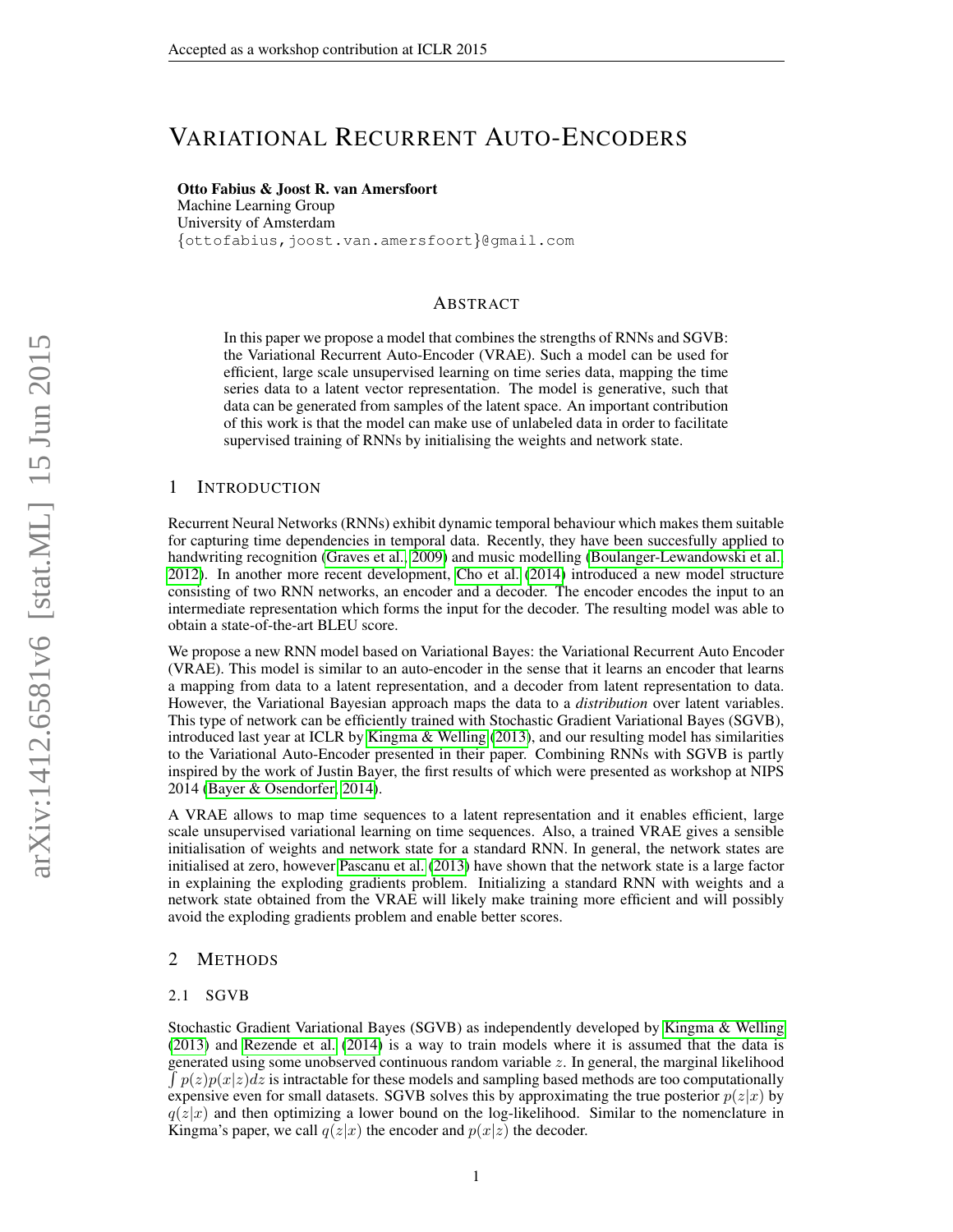# VARIATIONAL RECURRENT AUTO-ENCODERS

**Otto Fabius & Joost R. van Amersfoort**
Machine Learning Group
University of Amsterdam
{ottofabius,joost.van.amersfoort}@gmail.com

## ABSTRACT

In this paper we propose a model that combines the strengths of RNNs and SGVB: the Variational Recurrent Auto-Encoder (VRAE). Such a model can be used for efficient, large scale unsupervised learning on time series data, mapping the time series data to a latent vector representation. The model is generative, such that data can be generated from samples of the latent space. An important contribution of this work is that the model can make use of unlabeled data in order to facilitate supervised training of RNNs by initialising the weights and network state.

## 1 INTRODUCTION

Recurrent Neural Networks (RNNs) exhibit dynamic temporal behaviour which makes them suitable for capturing time dependencies in temporal data. Recently, they have been succesfully applied to handwriting recognition (Graves et al., 2009) and music modelling (Boulanger-Lewandowski et al., 2012). In another more recent development, Cho et al. (2014) introduced a new model structure consisting of two RNN networks, an encoder and a decoder. The encoder encodes the input to an intermediate representation which forms the input for the decoder. The resulting model was able to obtain a state-of-the-art BLEU score.

We propose a new RNN model based on Variational Bayes: the Variational Recurrent Auto Encoder (VRAE). This model is similar to an auto-encoder in the sense that it learns an encoder that learns a mapping from data to a latent representation, and a decoder from latent representation to data. However, the Variational Bayesian approach maps the data to a *distribution* over latent variables. This type of network can be efficiently trained with Stochastic Gradient Variational Bayes (SGVB), introduced last year at ICLR by Kingma & Welling (2013), and our resulting model has similarities to the Variational Auto-Encoder presented in their paper. Combining RNNs with SGVB is partly inspired by the work of Justin Bayer, the first results of which were presented as workshop at NIPS 2014 (Bayer & Osendorfer, 2014).

A VRAE allows to map time sequences to a latent representation and it enables efficient, large scale unsupervised variational learning on time sequences. Also, a trained VRAE gives a sensible initialisation of weights and network state for a standard RNN. In general, the network states are initialised at zero, however Pascanu et al. (2013) have shown that the network state is a large factor in explaining the exploding gradients problem. Initializing a standard RNN with weights and a network state obtained from the VRAE will likely make training more efficient and will possibly avoid the exploding gradients problem and enable better scores.

## 2 METHODS

### 2.1 SGVB

Stochastic Gradient Variational Bayes (SGVB) as independently developed by Kingma & Welling (2013) and Rezende et al. (2014) is a way to train models where it is assumed that the data is generated using some unobserved continuous random variable $z$. In general, the marginal likelihood $\int p(z)p(x|z)dz$ is intractable for these models and sampling based methods are too computationally expensive even for small datasets. SGVB solves this by approximating the true posterior $p(z|x)$ by $q(z|x)$ and then optimizing a lower bound on the log-likelihood. Similar to the nomenclature in Kingma's paper, we call $q(z|x)$ the encoder and $p(x|z)$ the decoder.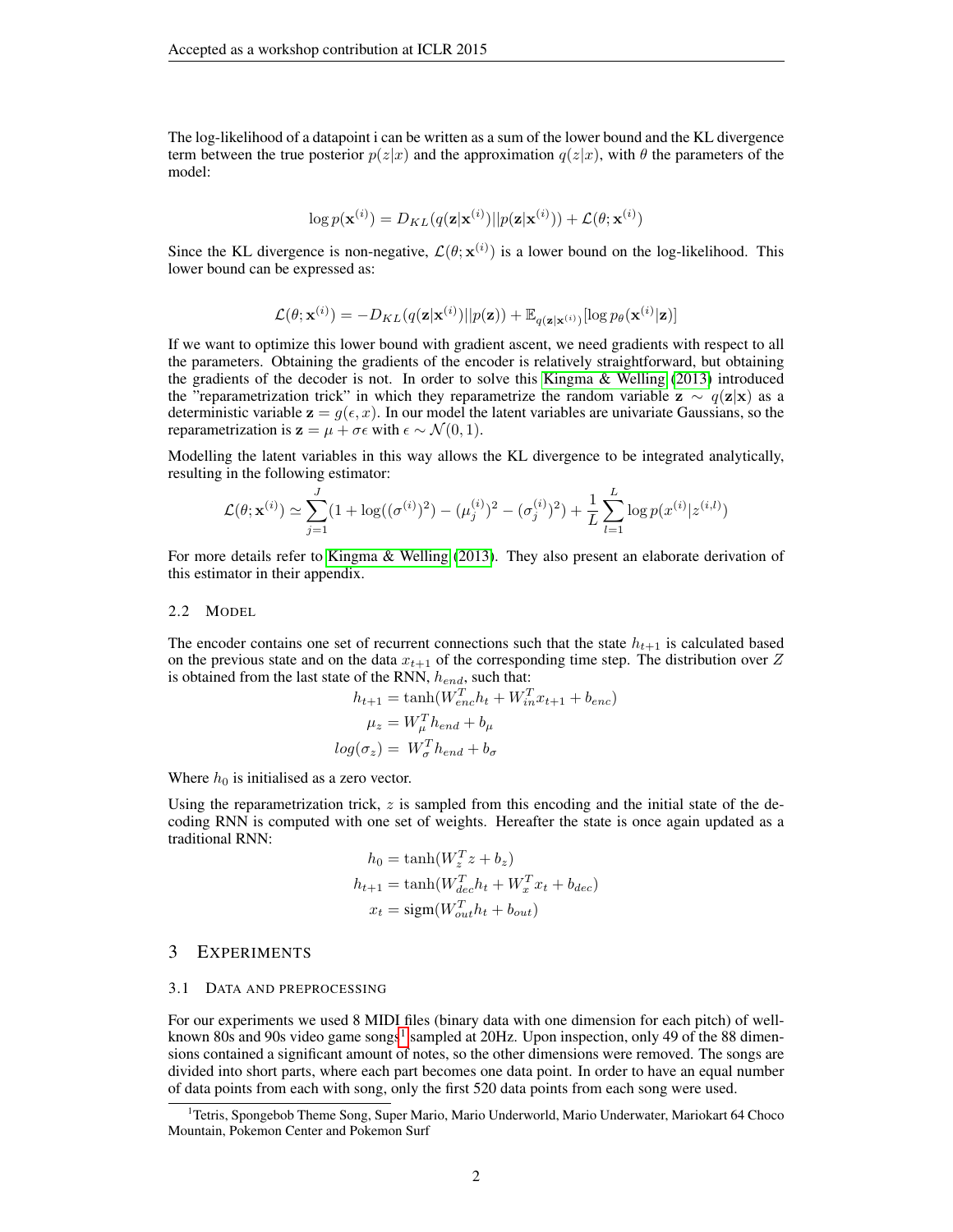The log-likelihood of a datapoint i can be written as a sum of the lower bound and the KL divergence term between the true posterior $p(z|x)$ and the approximation $q(z|x)$, with $\theta$ the parameters of the model:

$$\log p(\mathbf{x}^{(i)}) = D_{KL}(q(\mathbf{z}|\mathbf{x}^{(i)})||p(\mathbf{z}|\mathbf{x}^{(i)})) + \mathcal{L}(\theta; \mathbf{x}^{(i)})$$

Since the KL divergence is non-negative, $\mathcal{L}(\theta; \mathbf{x}^{(i)})$ is a lower bound on the log-likelihood. This lower bound can be expressed as:

$$\mathcal{L}(\theta; \mathbf{x}^{(i)}) = -D_{KL}(q(\mathbf{z}|\mathbf{x}^{(i)})||p(\mathbf{z})) + \mathbb{E}_{q(\mathbf{z}|\mathbf{x}^{(i)})}[\log p_\theta(\mathbf{x}^{(i)}|\mathbf{z})]$$

If we want to optimize this lower bound with gradient ascent, we need gradients with respect to all the parameters. Obtaining the gradients of the encoder is relatively straightforward, but obtaining the gradients of the decoder is not. In order to solve this Kingma & Welling (2013) introduced the "reparametrization trick" in which they reparametrize the random variable $\mathbf{z} \sim q(\mathbf{z}|\mathbf{x})$ as a deterministic variable $\mathbf{z} = g(\epsilon, x)$. In our model the latent variables are univariate Gaussians, so the reparametrization is $\mathbf{z} = \mu + \sigma\epsilon$ with $\epsilon \sim \mathcal{N}(0, 1)$.

Modelling the latent variables in this way allows the KL divergence to be integrated analytically, resulting in the following estimator:

$$\mathcal{L}(\theta; \mathbf{x}^{(i)}) \simeq \sum_{j=1}^{J}(1 + \log((\sigma^{(i)})^2) - (\mu_j^{(i)})^2 - (\sigma_j^{(i)})^2) + \frac{1}{L}\sum_{l=1}^{L}\log p(x^{(i)}|z^{(i,l)})$$

For more details refer to Kingma & Welling (2013). They also present an elaborate derivation of this estimator in their appendix.

### 2.2 Model

The encoder contains one set of recurrent connections such that the state $h_{t+1}$ is calculated based on the previous state and on the data $x_{t+1}$ of the corresponding time step. The distribution over $Z$ is obtained from the last state of the RNN, $h_{end}$, such that:

$$h_{t+1} = \tanh(W_{enc}^T h_t + W_{in}^T x_{t+1} + b_{enc})$$
$$\mu_z = W_\mu^T h_{end} + b_\mu$$
$$log(\sigma_z) = W_\sigma^T h_{end} + b_\sigma$$

Where $h_0$ is initialised as a zero vector.

Using the reparametrization trick, $z$ is sampled from this encoding and the initial state of the decoding RNN is computed with one set of weights. Hereafter the state is once again updated as a traditional RNN:

$$h_0 = \tanh(W_z^T z + b_z)$$
$$h_{t+1} = \tanh(W_{dec}^T h_t + W_x^T x_t + b_{dec})$$
$$x_t = \text{sigm}(W_{out}^T h_t + b_{out})$$

## 3 Experiments

### 3.1 Data and preprocessing

For our experiments we used 8 MIDI files (binary data with one dimension for each pitch) of well-known 80s and 90s video game songs[1] sampled at 20Hz. Upon inspection, only 49 of the 88 dimensions contained a significant amount of notes, so the other dimensions were removed. The songs are divided into short parts, where each part becomes one data point. In order to have an equal number of data points from each with song, only the first 520 data points from each song were used.

[1] Tetris, Spongebob Theme Song, Super Mario, Mario Underworld, Mario Underwater, Mariokart 64 Choco Mountain, Pokemon Center and Pokemon Surf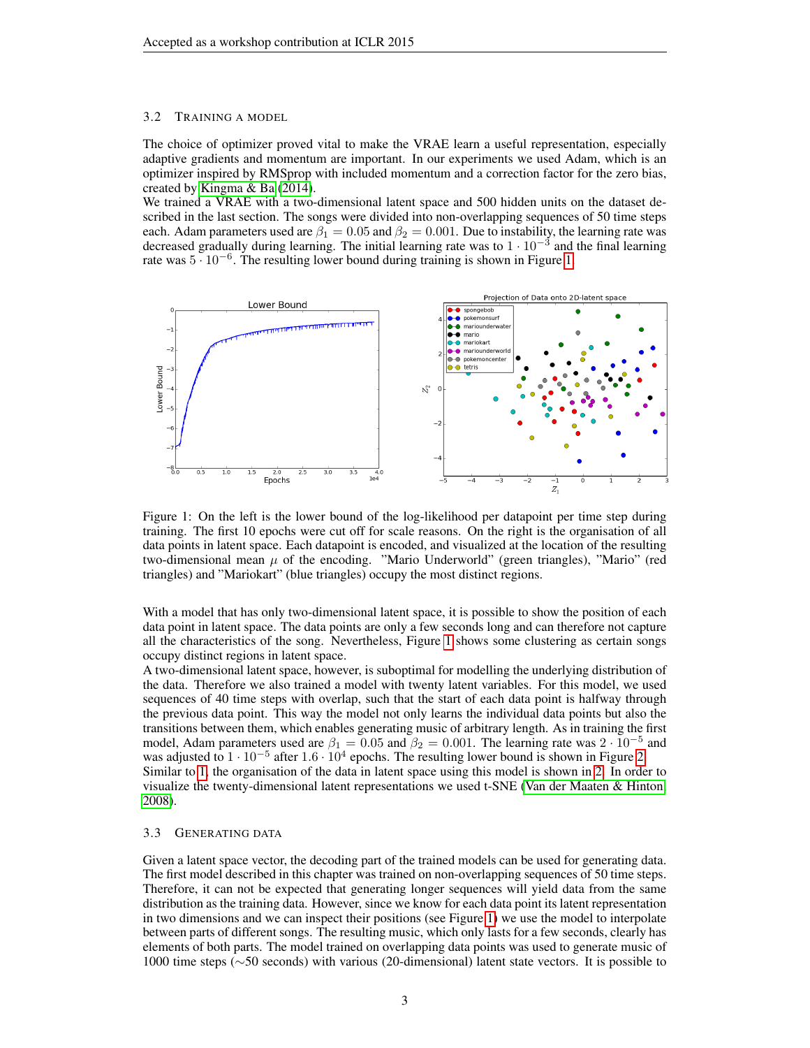### 3.2 Training a Model

The choice of optimizer proved vital to make the VRAE learn a useful representation, especially adaptive gradients and momentum are important. In our experiments we used Adam, which is an optimizer inspired by RMSprop with included momentum and a correction factor for the zero bias, created by Kingma & Ba (2014).

We trained a VRAE with a two-dimensional latent space and 500 hidden units on the dataset described in the last section. The songs were divided into non-overlapping sequences of 50 time steps each. Adam parameters used are $\beta_1 = 0.05$ and $\beta_2 = 0.001$. Due to instability, the learning rate was decreased gradually during learning. The initial learning rate was to $1 \cdot 10^{-3}$ and the final learning rate was $5 \cdot 10^{-6}$. The resulting lower bound during training is shown in Figure 1.

Figure 1: On the left is the lower bound of the log-likelihood per datapoint per time step during training. The first 10 epochs were cut off for scale reasons. On the right is the organisation of all data points in latent space. Each datapoint is encoded, and visualized at the location of the resulting two-dimensional mean $\mu$ of the encoding. "Mario Underworld" (green triangles), "Mario" (red triangles) and "Mariokart" (blue triangles) occupy the most distinct regions.

With a model that has only two-dimensional latent space, it is possible to show the position of each data point in latent space. The data points are only a few seconds long and can therefore not capture all the characteristics of the song. Nevertheless, Figure 1 shows some clustering as certain songs occupy distinct regions in latent space.

A two-dimensional latent space, however, is suboptimal for modelling the underlying distribution of the data. Therefore we also trained a model with twenty latent variables. For this model, we used sequences of 40 time steps with overlap, such that the start of each data point is halfway through the previous data point. This way the model not only learns the individual data points but also the transitions between them, which enables generating music of arbitrary length. As in training the first model, Adam parameters used are $\beta_1 = 0.05$ and $\beta_2 = 0.001$. The learning rate was $2 \cdot 10^{-5}$ and was adjusted to $1 \cdot 10^{-5}$ after $1.6 \cdot 10^4$ epochs. The resulting lower bound is shown in Figure 2.

Similar to 1, the organisation of the data in latent space using this model is shown in 2. In order to visualize the twenty-dimensional latent representations we used t-SNE (Van der Maaten & Hinton, 2008).

### 3.3 Generating Data

Given a latent space vector, the decoding part of the trained models can be used for generating data. The first model described in this chapter was trained on non-overlapping sequences of 50 time steps. Therefore, it can not be expected that generating longer sequences will yield data from the same distribution as the training data. However, since we know for each data point its latent representation in two dimensions and we can inspect their positions (see Figure 1) we use the model to interpolate between parts of different songs. The resulting music, which only lasts for a few seconds, clearly has elements of both parts. The model trained on overlapping data points was used to generate music of 1000 time steps ($\sim$50 seconds) with various (20-dimensional) latent state vectors. It is possible to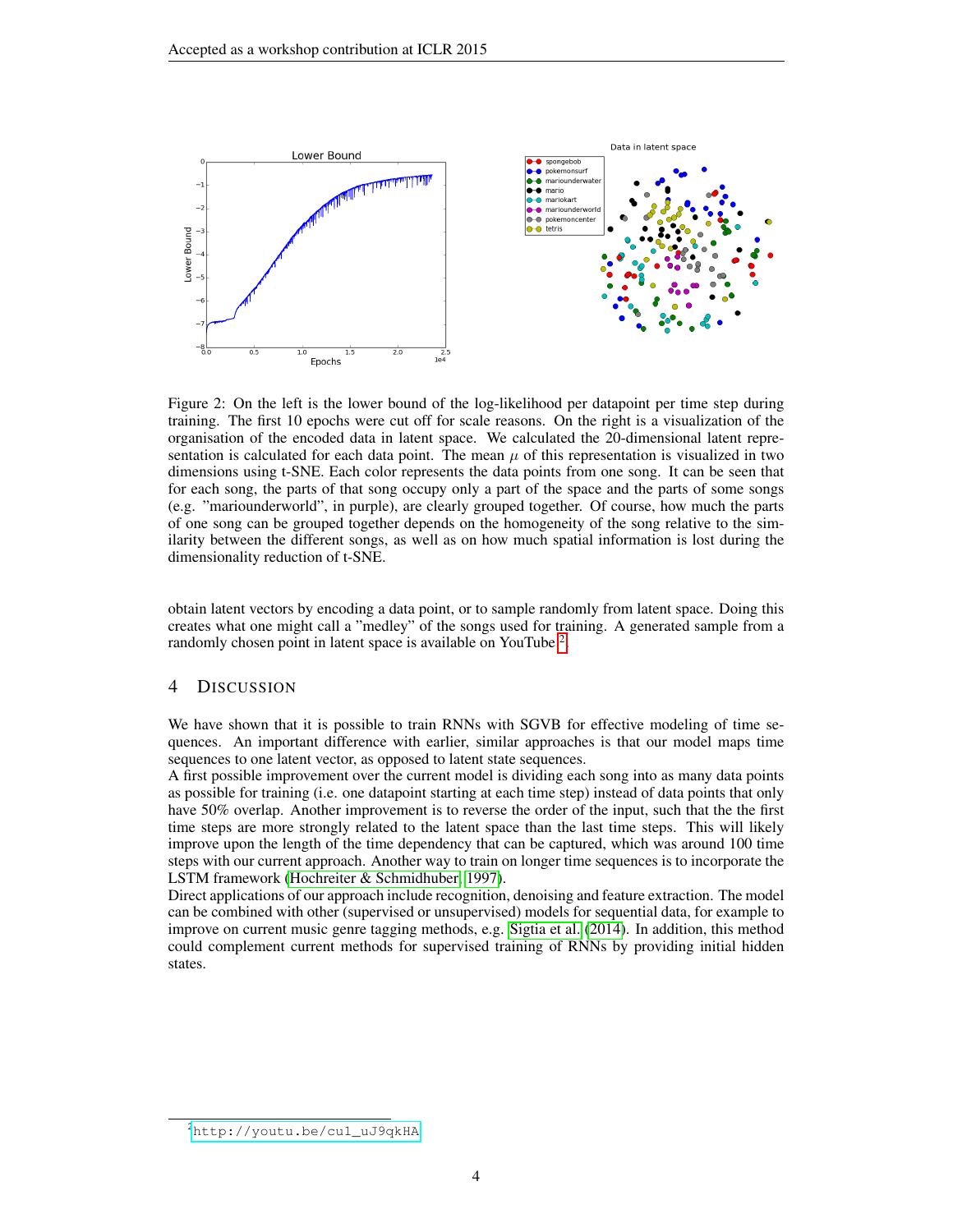Figure 2: On the left is the lower bound of the log-likelihood per datapoint per time step during training. The first 10 epochs were cut off for scale reasons. On the right is a visualization of the organisation of the encoded data in latent space. We calculated the 20-dimensional latent representation is calculated for each data point. The mean $\mu$ of this representation is visualized in two dimensions using t-SNE. Each color represents the data points from one song. It can be seen that for each song, the parts of that song occupy only a part of the space and the parts of some songs (e.g. "mariounderworld", in purple), are clearly grouped together. Of course, how much the parts of one song can be grouped together depends on the homogeneity of the song relative to the similarity between the different songs, as well as on how much spatial information is lost during the dimensionality reduction of t-SNE.

obtain latent vectors by encoding a data point, or to sample randomly from latent space. Doing this creates what one might call a "medley" of the songs used for training. A generated sample from a randomly chosen point in latent space is available on YouTube [2].

## 4 Discussion

We have shown that it is possible to train RNNs with SGVB for effective modeling of time sequences. An important difference with earlier, similar approaches is that our model maps time sequences to one latent vector, as opposed to latent state sequences.

A first possible improvement over the current model is dividing each song into as many data points as possible for training (i.e. one datapoint starting at each time step) instead of data points that only have 50% overlap. Another improvement is to reverse the order of the input, such that the the first time steps are more strongly related to the latent space than the last time steps. This will likely improve upon the length of the time dependency that can be captured, which was around 100 time steps with our current approach. Another way to train on longer time sequences is to incorporate the LSTM framework (Hochreiter & Schmidhuber, 1997).

Direct applications of our approach include recognition, denoising and feature extraction. The model can be combined with other (supervised or unsupervised) models for sequential data, for example to improve on current music genre tagging methods, e.g. Sigtia et al. (2014). In addition, this method could complement current methods for supervised training of RNNs by providing initial hidden states.

[2] http://youtu.be/cu1_uJ9qkHA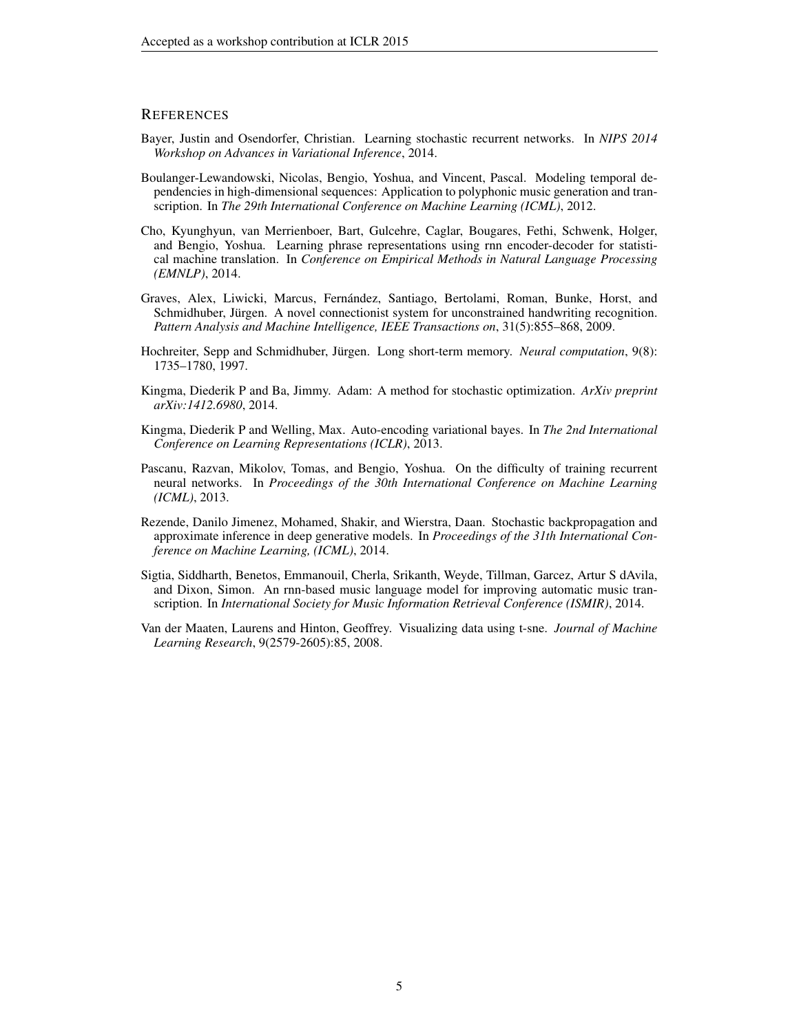## REFERENCES

Bayer, Justin and Osendorfer, Christian. Learning stochastic recurrent networks. In *NIPS 2014 Workshop on Advances in Variational Inference*, 2014.

Boulanger-Lewandowski, Nicolas, Bengio, Yoshua, and Vincent, Pascal. Modeling temporal dependencies in high-dimensional sequences: Application to polyphonic music generation and transcription. In *The 29th International Conference on Machine Learning (ICML)*, 2012.

Cho, Kyunghyun, van Merrienboer, Bart, Gulcehre, Caglar, Bougares, Fethi, Schwenk, Holger, and Bengio, Yoshua. Learning phrase representations using rnn encoder-decoder for statistical machine translation. In *Conference on Empirical Methods in Natural Language Processing (EMNLP)*, 2014.

Graves, Alex, Liwicki, Marcus, Fernández, Santiago, Bertolami, Roman, Bunke, Horst, and Schmidhuber, Jürgen. A novel connectionist system for unconstrained handwriting recognition. *Pattern Analysis and Machine Intelligence, IEEE Transactions on*, 31(5):855–868, 2009.

Hochreiter, Sepp and Schmidhuber, Jürgen. Long short-term memory. *Neural computation*, 9(8): 1735–1780, 1997.

Kingma, Diederik P and Ba, Jimmy. Adam: A method for stochastic optimization. *ArXiv preprint arXiv:1412.6980*, 2014.

Kingma, Diederik P and Welling, Max. Auto-encoding variational bayes. In *The 2nd International Conference on Learning Representations (ICLR)*, 2013.

Pascanu, Razvan, Mikolov, Tomas, and Bengio, Yoshua. On the difficulty of training recurrent neural networks. In *Proceedings of the 30th International Conference on Machine Learning (ICML)*, 2013.

Rezende, Danilo Jimenez, Mohamed, Shakir, and Wierstra, Daan. Stochastic backpropagation and approximate inference in deep generative models. In *Proceedings of the 31th International Conference on Machine Learning, (ICML)*, 2014.

Sigtia, Siddharth, Benetos, Emmanouil, Cherla, Srikanth, Weyde, Tillman, Garcez, Artur S dAvila, and Dixon, Simon. An rnn-based music language model for improving automatic music transcription. In *International Society for Music Information Retrieval Conference (ISMIR)*, 2014.

Van der Maaten, Laurens and Hinton, Geoffrey. Visualizing data using t-sne. *Journal of Machine Learning Research*, 9(2579-2605):85, 2008.